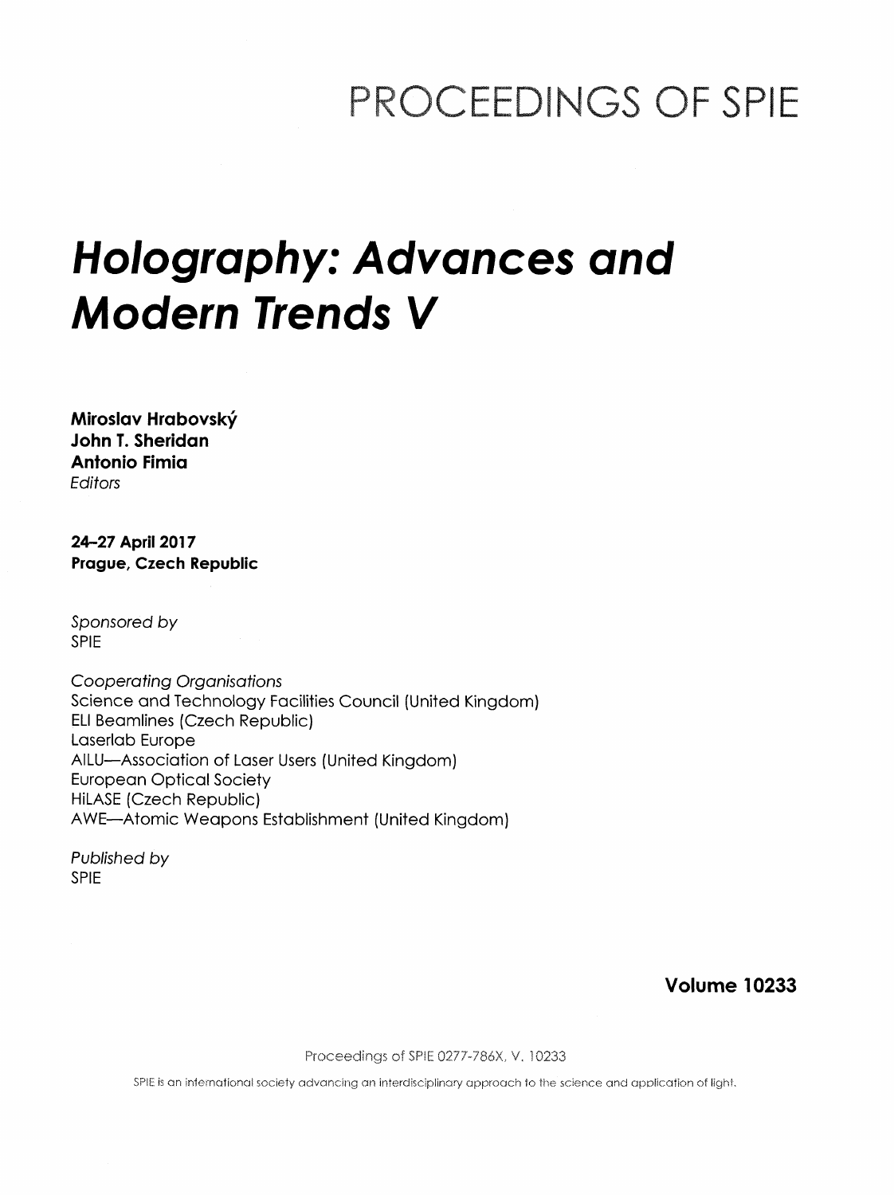# PROCEEDINGS OF SPIE

# *Holography: Advances and Modern Trends V*

**Miroslav Hrabovský**
**John T. Sheridan**
**Antonio Fimia**
*Editors*

**24–27 April 2017**
**Prague, Czech Republic**

*Sponsored by*
SPIE

*Cooperating Organisations*
Science and Technology Facilities Council (United Kingdom)
ELI Beamlines (Czech Republic)
Laserlab Europe
AILU—Association of Laser Users (United Kingdom)
European Optical Society
HiLASE (Czech Republic)
AWE—Atomic Weapons Establishment (United Kingdom)

*Published by*
SPIE

**Volume 10233**

Proceedings of SPIE 0277-786X, V. 10233

SPIE is an international society advancing an interdisciplinary approach to the science and application of light.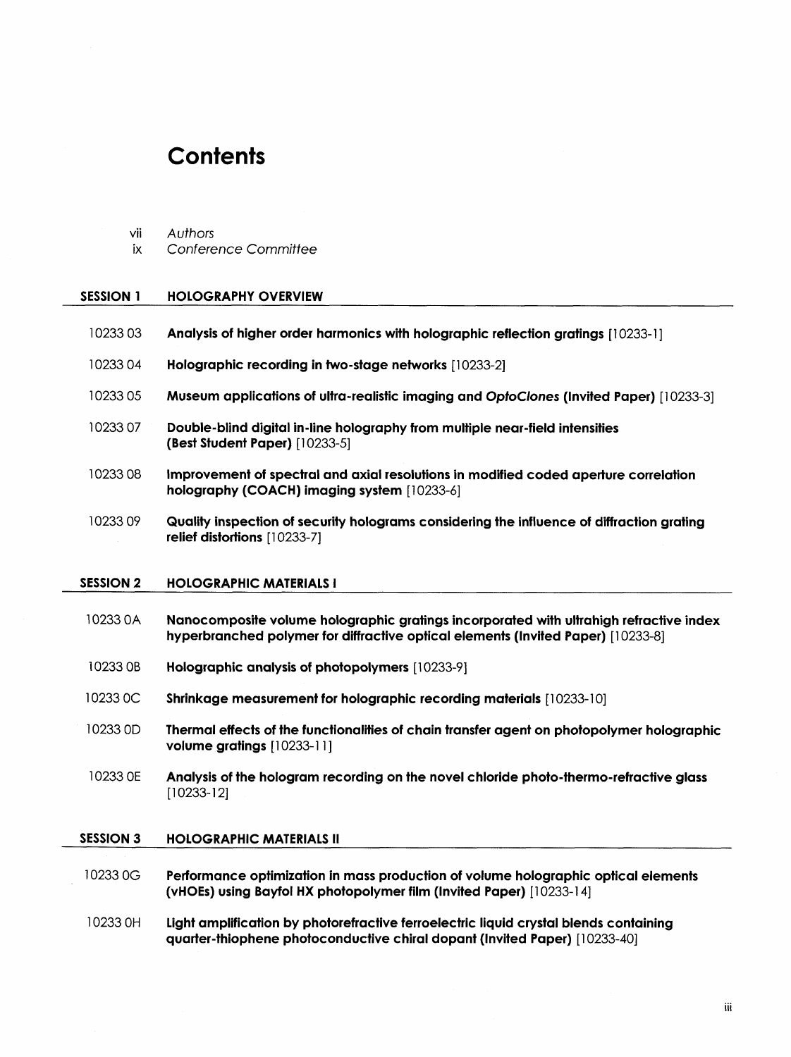# Contents

vii *Authors*

ix *Conference Committee*

## SESSION 1 HOLOGRAPHY OVERVIEW

10233 03 **Analysis of higher order harmonics with holographic reflection gratings** [10233-1]

10233 04 **Holographic recording in two-stage networks** [10233-2]

10233 05 **Museum applications of ultra-realistic imaging and *OptoClones* (Invited Paper)** [10233-3]

10233 07 **Double-blind digital in-line holography from multiple near-field intensities (Best Student Paper)** [10233-5]

10233 08 **Improvement of spectral and axial resolutions in modified coded aperture correlation holography (COACH) imaging system** [10233-6]

10233 09 **Quality inspection of security holograms considering the influence of diffraction grating relief distortions** [10233-7]

## SESSION 2 HOLOGRAPHIC MATERIALS I

10233 0A **Nanocomposite volume holographic gratings incorporated with ultrahigh refractive index hyperbranched polymer for diffractive optical elements (Invited Paper)** [10233-8]

10233 0B **Holographic analysis of photopolymers** [10233-9]

10233 0C **Shrinkage measurement for holographic recording materials** [10233-10]

10233 0D **Thermal effects of the functionalities of chain transfer agent on photopolymer holographic volume gratings** [10233-11]

10233 0E **Analysis of the hologram recording on the novel chloride photo-thermo-refractive glass** [10233-12]

## SESSION 3 HOLOGRAPHIC MATERIALS II

10233 0G **Performance optimization in mass production of volume holographic optical elements (vHOEs) using Bayfol HX photopolymer film (Invited Paper)** [10233-14]

10233 0H **Light amplification by photorefractive ferroelectric liquid crystal blends containing quarter-thiophene photoconductive chiral dopant (Invited Paper)** [10233-40]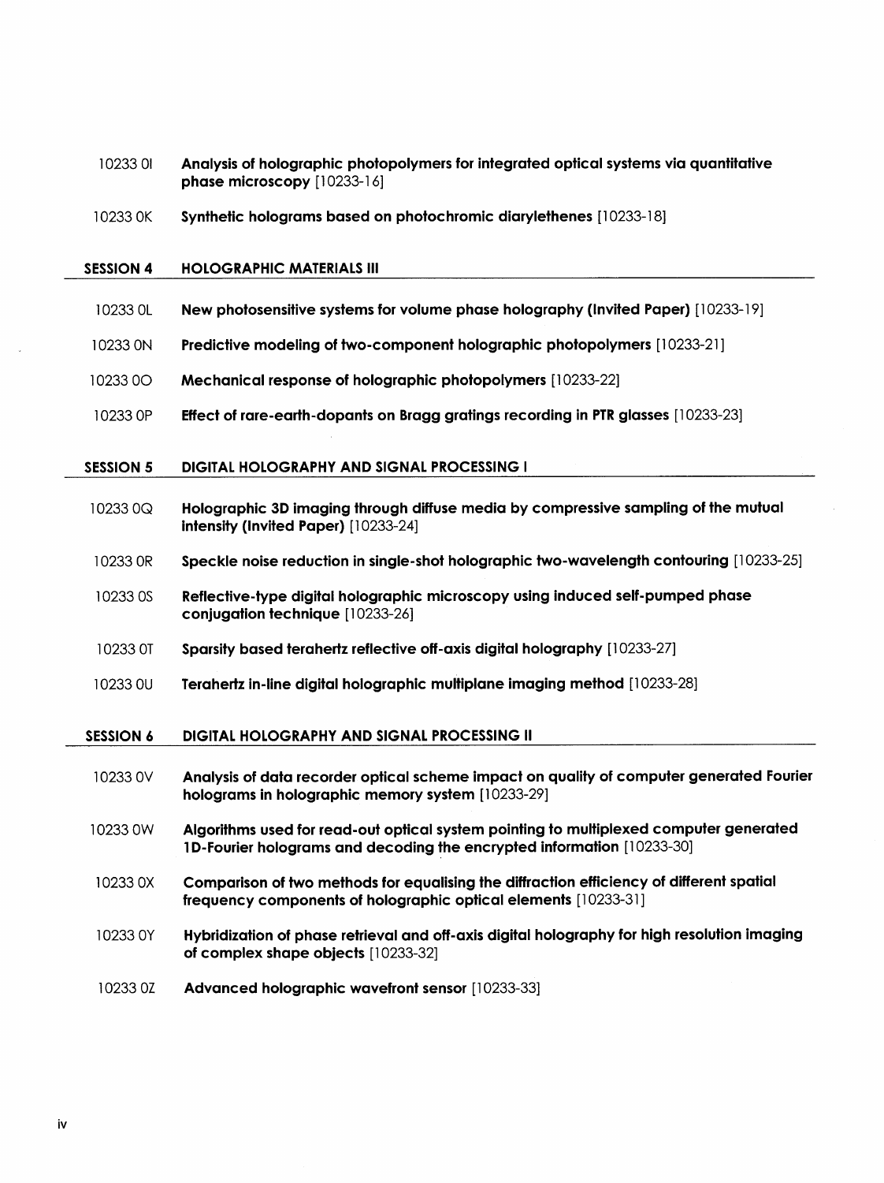10233 0I **Analysis of holographic photopolymers for integrated optical systems via quantitative phase microscopy** [10233-16]

10233 0K **Synthetic holograms based on photochromic diarylethenes** [10233-18]

## SESSION 4 HOLOGRAPHIC MATERIALS III

10233 0L **New photosensitive systems for volume phase holography (Invited Paper)** [10233-19]

10233 0N **Predictive modeling of two-component holographic photopolymers** [10233-21]

10233 0O **Mechanical response of holographic photopolymers** [10233-22]

10233 0P **Effect of rare-earth-dopants on Bragg gratings recording in PTR glasses** [10233-23]

## SESSION 5 DIGITAL HOLOGRAPHY AND SIGNAL PROCESSING I

10233 0Q **Holographic 3D imaging through diffuse media by compressive sampling of the mutual intensity (Invited Paper)** [10233-24]

10233 0R **Speckle noise reduction in single-shot holographic two-wavelength contouring** [10233-25]

10233 0S **Reflective-type digital holographic microscopy using induced self-pumped phase conjugation technique** [10233-26]

10233 0T **Sparsity based terahertz reflective off-axis digital holography** [10233-27]

10233 0U **Terahertz in-line digital holographic multiplane imaging method** [10233-28]

## SESSION 6 DIGITAL HOLOGRAPHY AND SIGNAL PROCESSING II

10233 0V **Analysis of data recorder optical scheme impact on quality of computer generated Fourier holograms in holographic memory system** [10233-29]

10233 0W **Algorithms used for read-out optical system pointing to multiplexed computer generated 1D-Fourier holograms and decoding the encrypted information** [10233-30]

10233 0X **Comparison of two methods for equalising the diffraction efficiency of different spatial frequency components of holographic optical elements** [10233-31]

10233 0Y **Hybridization of phase retrieval and off-axis digital holography for high resolution imaging of complex shape objects** [10233-32]

10233 0Z **Advanced holographic wavefront sensor** [10233-33]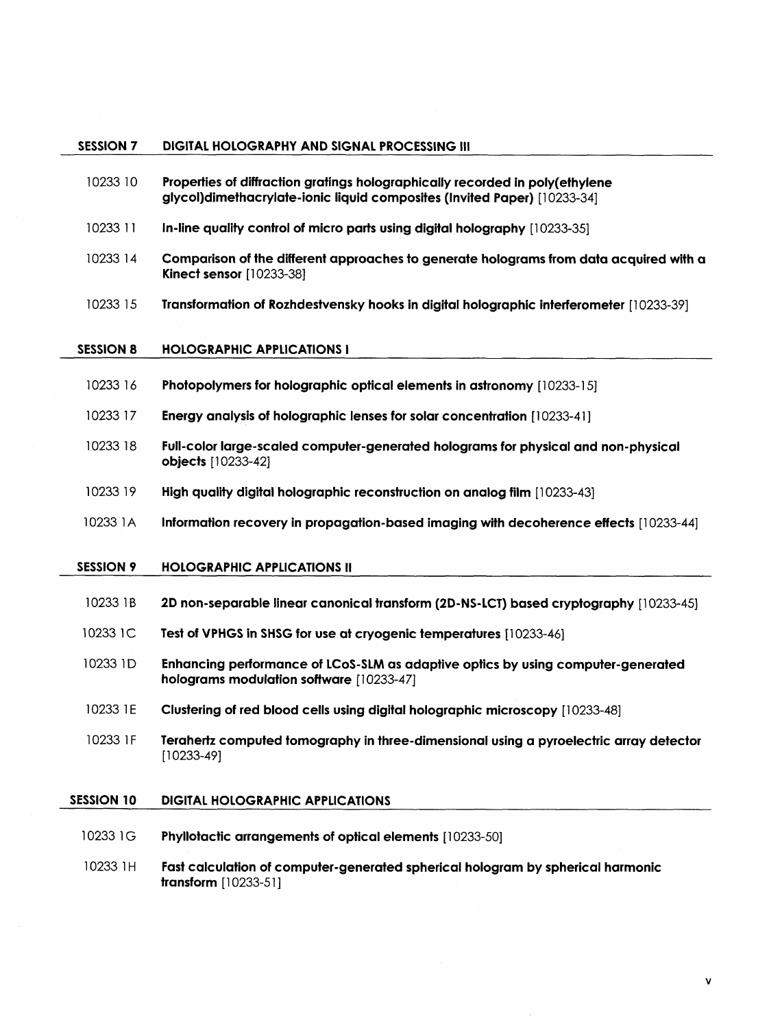## SESSION 7 DIGITAL HOLOGRAPHY AND SIGNAL PROCESSING III

10233 10 **Properties of diffraction gratings holographically recorded in poly(ethylene glycol)dimethacrylate-ionic liquid composites (Invited Paper)** [10233-34]

10233 11 **In-line quality control of micro parts using digital holography** [10233-35]

10233 14 **Comparison of the different approaches to generate holograms from data acquired with a Kinect sensor** [10233-38]

10233 15 **Transformation of Rozhdestvensky hooks in digital holographic interferometer** [10233-39]

## SESSION 8 HOLOGRAPHIC APPLICATIONS I

10233 16 **Photopolymers for holographic optical elements in astronomy** [10233-15]

10233 17 **Energy analysis of holographic lenses for solar concentration** [10233-41]

10233 18 **Full-color large-scaled computer-generated holograms for physical and non-physical objects** [10233-42]

10233 19 **High quality digital holographic reconstruction on analog film** [10233-43]

10233 1A **Information recovery in propagation-based imaging with decoherence effects** [10233-44]

## SESSION 9 HOLOGRAPHIC APPLICATIONS II

10233 1B **2D non-separable linear canonical transform (2D-NS-LCT) based cryptography** [10233-45]

10233 1C **Test of VPHGS in SHSG for use at cryogenic temperatures** [10233-46]

10233 1D **Enhancing performance of LCoS-SLM as adaptive optics by using computer-generated holograms modulation software** [10233-47]

10233 1E **Clustering of red blood cells using digital holographic microscopy** [10233-48]

10233 1F **Terahertz computed tomography in three-dimensional using a pyroelectric array detector** [10233-49]

## SESSION 10 DIGITAL HOLOGRAPHIC APPLICATIONS

10233 1G **Phyllotactic arrangements of optical elements** [10233-50]

10233 1H **Fast calculation of computer-generated spherical hologram by spherical harmonic transform** [10233-51]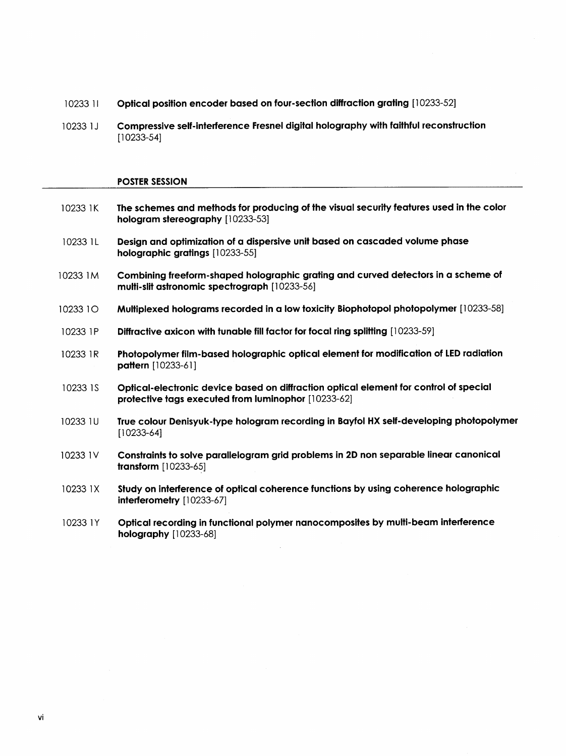10233 1I **Optical position encoder based on four-section diffraction grating** [10233-52]

10233 1J **Compressive self-interference Fresnel digital holography with faithful reconstruction** [10233-54]

## POSTER SESSION

10233 1K **The schemes and methods for producing of the visual security features used in the color hologram stereography** [10233-53]

10233 1L **Design and optimization of a dispersive unit based on cascaded volume phase holographic gratings** [10233-55]

10233 1M **Combining freeform-shaped holographic grating and curved detectors in a scheme of multi-slit astronomic spectrograph** [10233-56]

10233 1O **Multiplexed holograms recorded in a low toxicity Biophotopol photopolymer** [10233-58]

10233 1P **Diffractive axicon with tunable fill factor for focal ring splitting** [10233-59]

10233 1R **Photopolymer film-based holographic optical element for modification of LED radiation pattern** [10233-61]

10233 1S **Optical-electronic device based on diffraction optical element for control of special protective tags executed from luminophor** [10233-62]

10233 1U **True colour Denisyuk-type hologram recording in Bayfol HX self-developing photopolymer** [10233-64]

10233 1V **Constraints to solve parallelogram grid problems in 2D non separable linear canonical transform** [10233-65]

10233 1X **Study on interference of optical coherence functions by using coherence holographic interferometry** [10233-67]

10233 1Y **Optical recording in functional polymer nanocomposites by multi-beam interference holography** [10233-68]